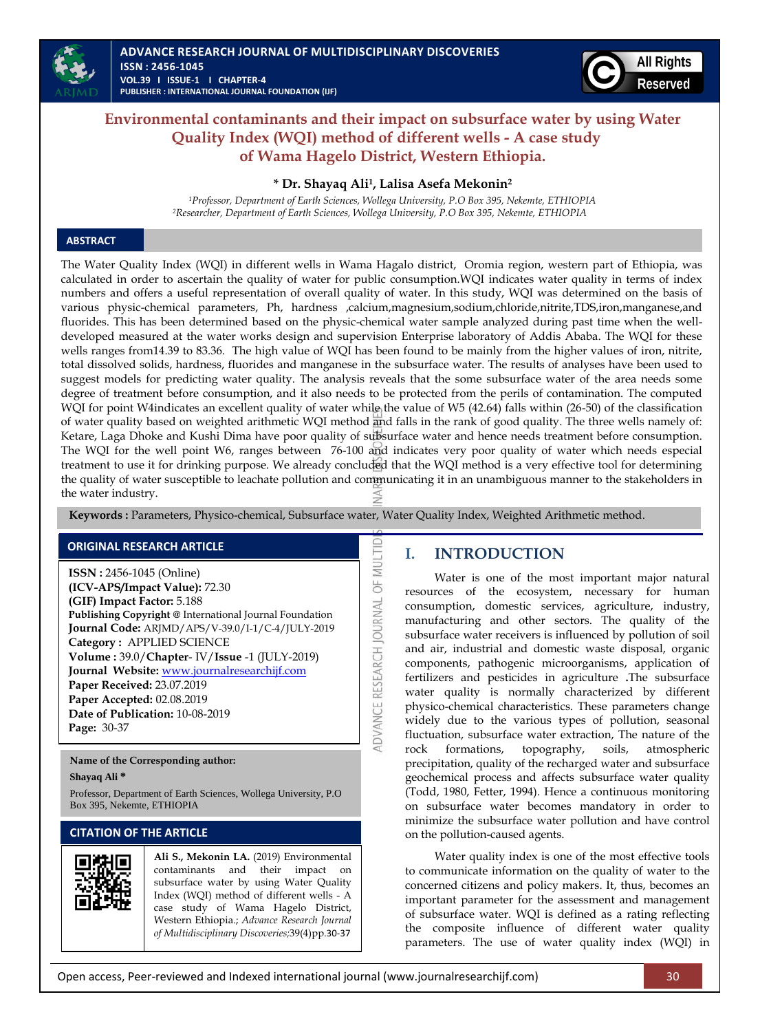# Environmental contaminants and their impact on subsurface water by using Water Quality Index (WQI) method of different wells - A case study of Wama Hagelo District, Western Ethiopia.

**\* Dr. Shayaq Ali[1], Lalisa Asefa Mekonin[2]**

[1]*Professor, Department of Earth Sciences, Wollega University, P.O Box 395, Nekemte, ETHIOPIA*
[2]*Researcher, Department of Earth Sciences, Wollega University, P.O Box 395, Nekemte, ETHIOPIA*

## ABSTRACT

The Water Quality Index (WQI) in different wells in Wama Hagalo district, Oromia region, western part of Ethiopia, was calculated in order to ascertain the quality of water for public consumption.WQI indicates water quality in terms of index numbers and offers a useful representation of overall quality of water. In this study, WQI was determined on the basis of various physic-chemical parameters, Ph, hardness ,calcium,magnesium,sodium,chloride,nitrite,TDS,iron,manganese,and fluorides. This has been determined based on the physic-chemical water sample analyzed during past time when the well-developed measured at the water works design and supervision Enterprise laboratory of Addis Ababa. The WQI for these wells ranges from14.39 to 83.36. The high value of WQI has been found to be mainly from the higher values of iron, nitrite, total dissolved solids, hardness, fluorides and manganese in the subsurface water. The results of analyses have been used to suggest models for predicting water quality. The analysis reveals that the some subsurface water of the area needs some degree of treatment before consumption, and it also needs to be protected from the perils of contamination. The computed WQI for point W4indicates an excellent quality of water while the value of W5 (42.64) falls within (26-50) of the classification of water quality based on weighted arithmetic WQI method and falls in the rank of good quality. The three wells namely of: Ketare, Laga Dhoke and Kushi Dima have poor quality of subsurface water and hence needs treatment before consumption. The WQI for the well point W6, ranges between 76-100 and indicates very poor quality of water which needs especial treatment to use it for drinking purpose. We already concluded that the WQI method is a very effective tool for determining the quality of water susceptible to leachate pollution and communicating it in an unambiguous manner to the stakeholders in the water industry.

**Keywords :** Parameters, Physico-chemical, Subsurface water, Water Quality Index, Weighted Arithmetic method.

### ORIGINAL RESEARCH ARTICLE

**ISSN :** 2456-1045 (Online)
**(ICV-APS/Impact Value):** 72.30
**(GIF) Impact Factor:** 5.188
**Publishing Copyright @** International Journal Foundation
**Journal Code:** ARJMD/APS/V-39.0/I-1/C-4/JULY-2019
**Category :** APPLIED SCIENCE
**Volume :** 39.0/**Chapter**- IV/**Issue** -1 (JULY-2019)
**Journal Website:** www.journalresearchijf.com
**Paper Received:** 23.07.2019
**Paper Accepted:** 02.08.2019
**Date of Publication:** 10-08-2019
**Page:** 30-37

**Name of the Corresponding author:**

**Shayaq Ali \***

Professor, Department of Earth Sciences, Wollega University, P.O Box 395, Nekemte, ETHIOPIA

### CITATION OF THE ARTICLE

**Ali S., Mekonin LA.** (2019) Environmental contaminants and their impact on subsurface water by using Water Quality Index (WQI) method of different wells - A case study of Wama Hagelo District, Western Ethiopia.; *Advance Research Journal of Multidisciplinary Discoveries;*39(4)pp.30-37

## I. INTRODUCTION

Water is one of the most important major natural resources of the ecosystem, necessary for human consumption, domestic services, agriculture, industry, manufacturing and other sectors. The quality of the subsurface water receivers is influenced by pollution of soil and air, industrial and domestic waste disposal, organic components, pathogenic microorganisms, application of fertilizers and pesticides in agriculture .The subsurface water quality is normally characterized by different physico-chemical characteristics. These parameters change widely due to the various types of pollution, seasonal fluctuation, subsurface water extraction, The nature of the rock formations, topography, soils, atmospheric precipitation, quality of the recharged water and subsurface geochemical process and affects subsurface water quality (Todd, 1980, Fetter, 1994). Hence a continuous monitoring on subsurface water becomes mandatory in order to minimize the subsurface water pollution and have control on the pollution-caused agents.

Water quality index is one of the most effective tools to communicate information on the quality of water to the concerned citizens and policy makers. It, thus, becomes an important parameter for the assessment and management of subsurface water. WQI is defined as a rating reflecting the composite influence of different water quality parameters. The use of water quality index (WQI) in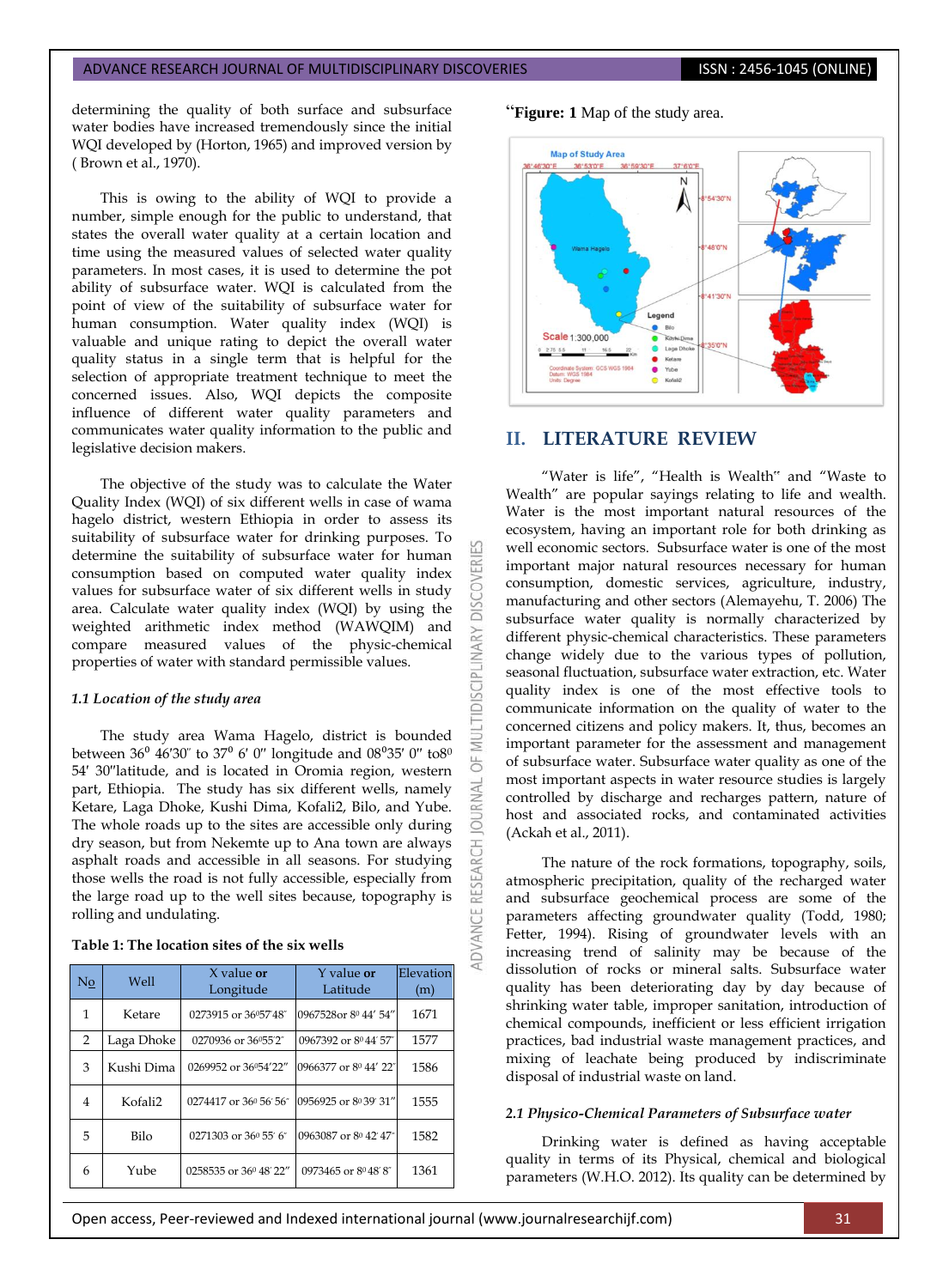determining the quality of both surface and subsurface water bodies have increased tremendously since the initial WQI developed by (Horton, 1965) and improved version by ( Brown et al., 1970).

This is owing to the ability of WQI to provide a number, simple enough for the public to understand, that states the overall water quality at a certain location and time using the measured values of selected water quality parameters. In most cases, it is used to determine the pot ability of subsurface water. WQI is calculated from the point of view of the suitability of subsurface water for human consumption. Water quality index (WQI) is valuable and unique rating to depict the overall water quality status in a single term that is helpful for the selection of appropriate treatment technique to meet the concerned issues. Also, WQI depicts the composite influence of different water quality parameters and communicates water quality information to the public and legislative decision makers.

The objective of the study was to calculate the Water Quality Index (WQI) of six different wells in case of wama hagelo district, western Ethiopia in order to assess its suitability of subsurface water for drinking purposes. To determine the suitability of subsurface water for human consumption based on computed water quality index values for subsurface water of six different wells in study area. Calculate water quality index (WQI) by using the weighted arithmetic index method (WAWQIM) and compare measured values of the physic-chemical properties of water with standard permissible values.

### *1.1 Location of the study area*

The study area Wama Hagelo, district is bounded between $36^0$ 46′30″ to $37^0$ 6′ 0″ longitude and $08^0$35′ 0″ to$8^0$ 54′ 30″latitude, and is located in Oromia region, western part, Ethiopia. The study has six different wells, namely Ketare, Laga Dhoke, Kushi Dima, Kofali2, Bilo, and Yube. The whole roads up to the sites are accessible only during dry season, but from Nekemte up to Ana town are always asphalt roads and accessible in all seasons. For studying those wells the road is not fully accessible, especially from the large road up to the well sites because, topography is rolling and undulating.

**Table 1: The location sites of the six wells**

| No | Well | X value **or** Longitude | Y value **or** Latitude | Elevation (m) |
|---|---|---|---|---|
| 1 | Ketare | 0273915 or $36^0$57′48″ | 0967528or $8^0$ 44′ 54″ | 1671 |
| 2 | Laga Dhoke | 0270936 or $36^0$55′2″ | 0967392 or $8^0$ 44′ 57″ | 1577 |
| 3 | Kushi Dima | 0269952 or $36^0$54′22″ | 0966377 or $8^0$ 44′ 22″ | 1586 |
| 4 | Kofali2 | 0274417 or $36^0$ 56′ 56″ | 0956925 or $8^0$ 39′ 31″ | 1555 |
| 5 | Bilo | 0271303 or $36^0$ 55′ 6″ | 0963087 or $8^0$ 42′ 47″ | 1582 |
| 6 | Yube | 0258535 or $36^0$ 48′ 22″ | 0973465 or $8^0$ 48′ 8″ | 1361 |

"**Figure: 1** Map of the study area.

## II. LITERATURE REVIEW

"Water is life", "Health is Wealth" and "Waste to Wealth" are popular sayings relating to life and wealth. Water is the most important natural resources of the ecosystem, having an important role for both drinking as well economic sectors. Subsurface water is one of the most important major natural resources necessary for human consumption, domestic services, agriculture, industry, manufacturing and other sectors (Alemayehu, T. 2006) The subsurface water quality is normally characterized by different physic-chemical characteristics. These parameters change widely due to the various types of pollution, seasonal fluctuation, subsurface water extraction, etc. Water quality index is one of the most effective tools to communicate information on the quality of water to the concerned citizens and policy makers. It, thus, becomes an important parameter for the assessment and management of subsurface water. Subsurface water quality as one of the most important aspects in water resource studies is largely controlled by discharge and recharges pattern, nature of host and associated rocks, and contaminated activities (Ackah et al., 2011).

The nature of the rock formations, topography, soils, atmospheric precipitation, quality of the recharged water and subsurface geochemical process are some of the parameters affecting groundwater quality (Todd, 1980; Fetter, 1994). Rising of groundwater levels with an increasing trend of salinity may be because of the dissolution of rocks or mineral salts. Subsurface water quality has been deteriorating day by day because of shrinking water table, improper sanitation, introduction of chemical compounds, inefficient or less efficient irrigation practices, bad industrial waste management practices, and mixing of leachate being produced by indiscriminate disposal of industrial waste on land.

### *2.1 Physico-Chemical Parameters of Subsurface water*

Drinking water is defined as having acceptable quality in terms of its Physical, chemical and biological parameters (W.H.O. 2012). Its quality can be determined by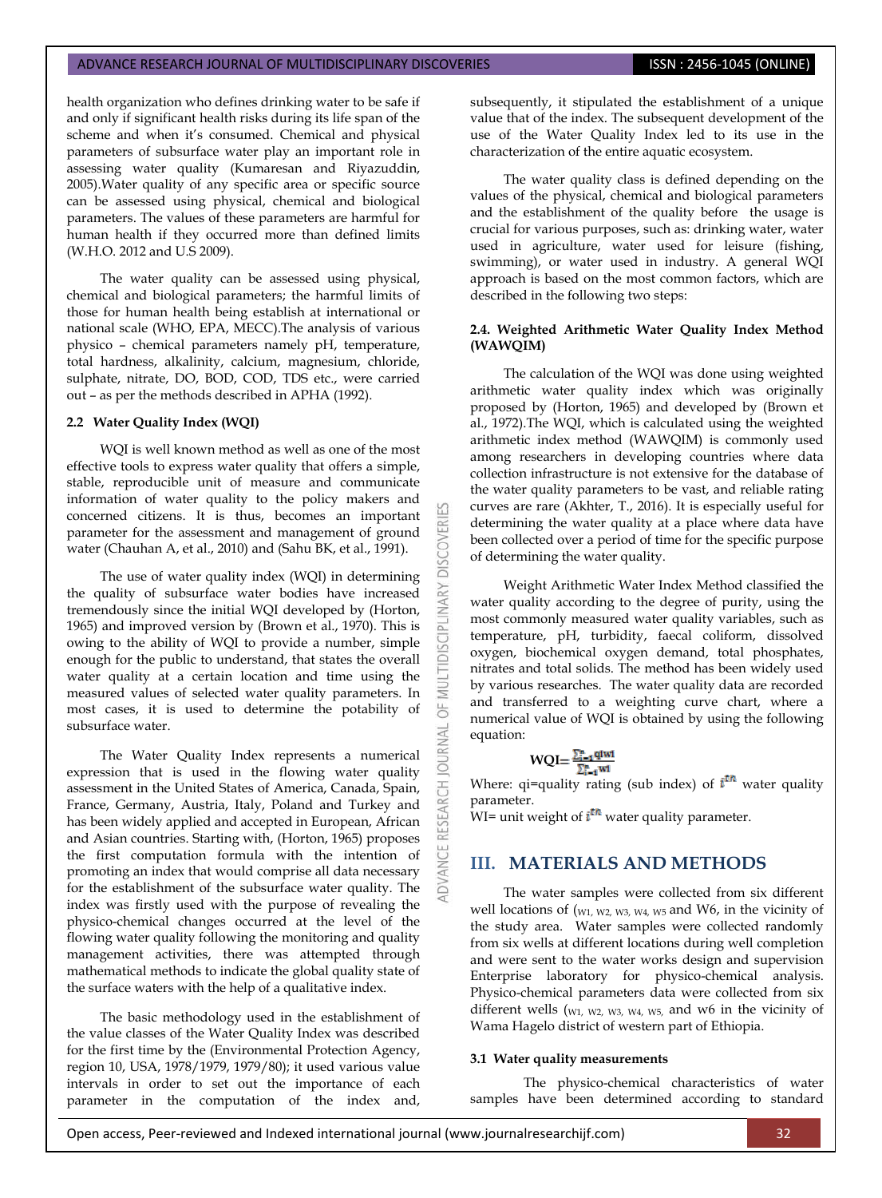health organization who defines drinking water to be safe if and only if significant health risks during its life span of the scheme and when it's consumed. Chemical and physical parameters of subsurface water play an important role in assessing water quality (Kumaresan and Riyazuddin, 2005).Water quality of any specific area or specific source can be assessed using physical, chemical and biological parameters. The values of these parameters are harmful for human health if they occurred more than defined limits (W.H.O. 2012 and U.S 2009).

The water quality can be assessed using physical, chemical and biological parameters; the harmful limits of those for human health being establish at international or national scale (WHO, EPA, MECC).The analysis of various physico – chemical parameters namely pH, temperature, total hardness, alkalinity, calcium, magnesium, chloride, sulphate, nitrate, DO, BOD, COD, TDS etc., were carried out – as per the methods described in APHA (1992).

### 2.2 Water Quality Index (WQI)

WQI is well known method as well as one of the most effective tools to express water quality that offers a simple, stable, reproducible unit of measure and communicate information of water quality to the policy makers and concerned citizens. It is thus, becomes an important parameter for the assessment and management of ground water (Chauhan A, et al., 2010) and (Sahu BK, et al., 1991).

The use of water quality index (WQI) in determining the quality of subsurface water bodies have increased tremendously since the initial WQI developed by (Horton, 1965) and improved version by (Brown et al., 1970). This is owing to the ability of WQI to provide a number, simple enough for the public to understand, that states the overall water quality at a certain location and time using the measured values of selected water quality parameters. In most cases, it is used to determine the potability of subsurface water.

The Water Quality Index represents a numerical expression that is used in the flowing water quality assessment in the United States of America, Canada, Spain, France, Germany, Austria, Italy, Poland and Turkey and has been widely applied and accepted in European, African and Asian countries. Starting with, (Horton, 1965) proposes the first computation formula with the intention of promoting an index that would comprise all data necessary for the establishment of the subsurface water quality. The index was firstly used with the purpose of revealing the physico-chemical changes occurred at the level of the flowing water quality following the monitoring and quality management activities, there was attempted through mathematical methods to indicate the global quality state of the surface waters with the help of a qualitative index.

The basic methodology used in the establishment of the value classes of the Water Quality Index was described for the first time by the (Environmental Protection Agency, region 10, USA, 1978/1979, 1979/80); it used various value intervals in order to set out the importance of each parameter in the computation of the index and, subsequently, it stipulated the establishment of a unique value that of the index. The subsequent development of the use of the Water Quality Index led to its use in the characterization of the entire aquatic ecosystem.

The water quality class is defined depending on the values of the physical, chemical and biological parameters and the establishment of the quality before the usage is crucial for various purposes, such as: drinking water, water used in agriculture, water used for leisure (fishing, swimming), or water used in industry. A general WQI approach is based on the most common factors, which are described in the following two steps:

### 2.4. Weighted Arithmetic Water Quality Index Method (WAWQIM)

The calculation of the WQI was done using weighted arithmetic water quality index which was originally proposed by (Horton, 1965) and developed by (Brown et al., 1972).The WQI, which is calculated using the weighted arithmetic index method (WAWQIM) is commonly used among researchers in developing countries where data collection infrastructure is not extensive for the database of the water quality parameters to be vast, and reliable rating curves are rare (Akhter, T., 2016). It is especially useful for determining the water quality at a place where data have been collected over a period of time for the specific purpose of determining the water quality.

Weight Arithmetic Water Index Method classified the water quality according to the degree of purity, using the most commonly measured water quality variables, such as temperature, pH, turbidity, faecal coliform, dissolved oxygen, biochemical oxygen demand, total phosphates, nitrates and total solids. The method has been widely used by various researches. The water quality data are recorded and transferred to a weighting curve chart, where a numerical value of WQI is obtained by using the following equation:

$$WQI = \frac{\sum_{i=1}^{n} q_i w_i}{\sum_{i=1}^{n} w_i}$$

Where: qi=quality rating (sub index) of $i^{th}$ water quality parameter.

WI= unit weight of $i^{th}$ water quality parameter.

## III. MATERIALS AND METHODS

The water samples were collected from six different well locations of ($W_1$, $W_2$, $W_3$, $W_4$, $W_5$ and W6, in the vicinity of the study area. Water samples were collected randomly from six wells at different locations during well completion and were sent to the water works design and supervision Enterprise laboratory for physico-chemical analysis. Physico-chemical parameters data were collected from six different wells ($W_1$, $W_2$, $W_3$, $W_4$, $W_5$, and w6 in the vicinity of Wama Hagelo district of western part of Ethiopia.

### 3.1 Water quality measurements

The physico-chemical characteristics of water samples have been determined according to standard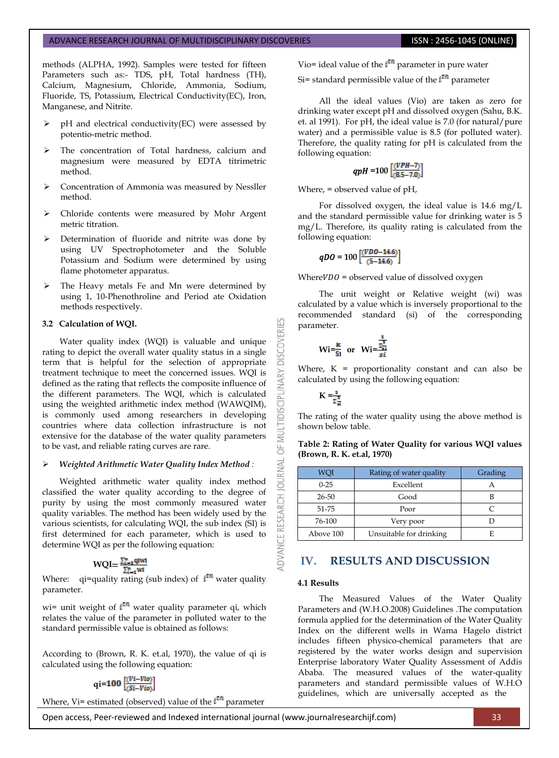methods (ALPHA, 1992). Samples were tested for fifteen Parameters such as:- TDS, pH, Total hardness (TH), Calcium, Magnesium, Chloride, Ammonia, Sodium, Fluoride, TS, Potassium, Electrical Conductivity(EC), Iron, Manganese, and Nitrite.

- pH and electrical conductivity(EC) were assessed by potentio-metric method.
- The concentration of Total hardness, calcium and magnesium were measured by EDTA titrimetric method.
- Concentration of Ammonia was measured by Nesslier method.
- Chloride contents were measured by Mohr Argent metric titration.
- Determination of fluoride and nitrite was done by using UV Spectrophotometer and the Soluble Potassium and Sodium were determined by using flame photometer apparatus.
- The Heavy metals Fe and Mn were determined by using 1, 10-Phenothroline and Period ate Oxidation methods respectively.

### 3.2 Calculation of WQI.

Water quality index (WQI) is valuable and unique rating to depict the overall water quality status in a single term that is helpful for the selection of appropriate treatment technique to meet the concerned issues. WQI is defined as the rating that reflects the composite influence of the different parameters. The WQI, which is calculated using the weighted arithmetic index method (WAWQIM), is commonly used among researchers in developing countries where data collection infrastructure is not extensive for the database of the water quality parameters to be vast, and reliable rating curves are rare.

- ***Weighted Arithmetic Water Quality Index Method** :*

Weighted arithmetic water quality index method classified the water quality according to the degree of purity by using the most commonly measured water quality variables. The method has been widely used by the various scientists, for calculating WQI, the sub index (SI) is first determined for each parameter, which is used to determine WQI as per the following equation:

$$WQI=\frac{\sum_{i=1}^{n} qiwi}{\sum_{i=1}^{n} wi}$$

Where: qi=quality rating (sub index) of $i^{th}$ water quality parameter.

wi= unit weight of $i^{th}$ water quality parameter qi, which relates the value of the parameter in polluted water to the standard permissible value is obtained as follows:

According to (Brown, R. K. et.al, 1970), the value of qi is calculated using the following equation:

$$qi=100\left[\frac{(Vi-Vio)}{(Si-Vio)}\right]$$

Where, Vi= estimated (observed) value of the $i^{th}$ parameter

Vio= ideal value of the $i^{th}$ parameter in pure water

Si= standard permissible value of the $i^{th}$ parameter

All the ideal values (Vio) are taken as zero for drinking water except pH and dissolved oxygen (Sahu, B.K. et. al 1991). For pH, the ideal value is 7.0 (for natural/pure water) and a permissible value is 8.5 (for polluted water). Therefore, the quality rating for pH is calculated from the following equation:

$$qpH=100\left[\frac{(VPH-7)}{(8.5-7.0)}\right]$$

Where, = observed value of pH,

For dissolved oxygen, the ideal value is 14.6 mg/L and the standard permissible value for drinking water is 5 mg/L. Therefore, its quality rating is calculated from the following equation:

$$qDO=100\left[\frac{(VDO-14.6)}{(5-14.6)}\right]$$

Where $VDO$ = observed value of dissolved oxygen

The unit weight or Relative weight (wi) was calculated by a value which is inversely proportional to the recommended standard (si) of the corresponding parameter.

$$Wi=\frac{k}{Si} \quad \text{or} \quad Wi=\frac{\frac{1}{\sum\frac{1}{si}}}{si}$$

Where, K = proportionality constant and can also be calculated by using the following equation:

$$K=\frac{1}{\sum\frac{1}{si}}$$

The rating of the water quality using the above method is shown below table.

**Table 2: Rating of Water Quality for various WQI values (Brown, R. K. et.al, 1970)**

| WQI | Rating of water quality | Grading |
|---|---|---|
| 0-25 | Excellent | A |
| 26-50 | Good | B |
| 51-75 | Poor | C |
| 76-100 | Very poor | D |
| Above 100 | Unsuitable for drinking | E |

## IV. RESULTS AND DISCUSSION

### 4.1 Results

The Measured Values of the Water Quality Parameters and (W.H.O.2008) Guidelines .The computation formula applied for the determination of the Water Quality Index on the different wells in Wama Hagelo district includes fifteen physico-chemical parameters that are registered by the water works design and supervision Enterprise laboratory Water Quality Assessment of Addis Ababa. The measured values of the water-quality parameters and standard permissible values of W.H.O guidelines, which are universally accepted as the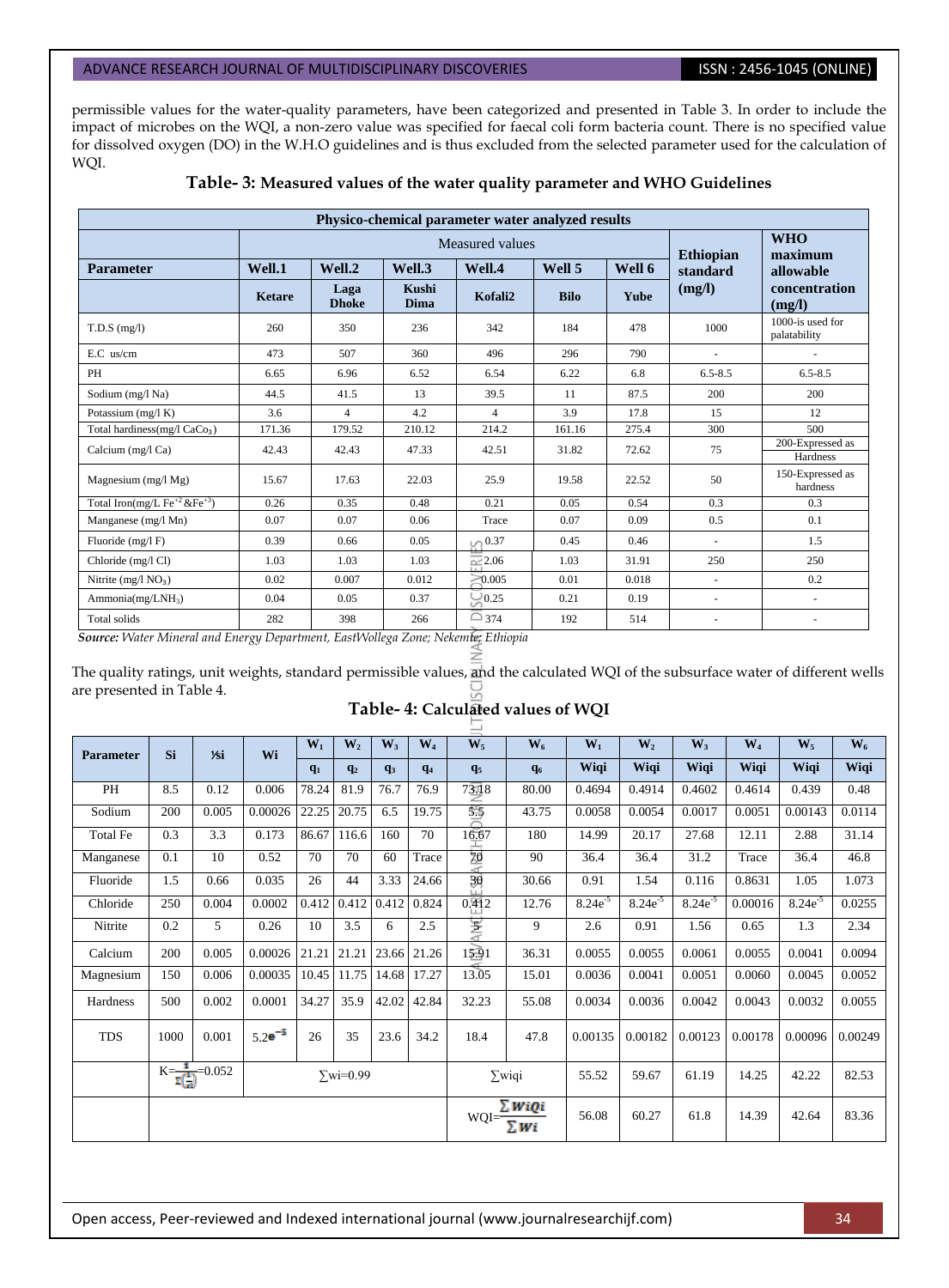permissible values for the water-quality parameters, have been categorized and presented in Table 3. In order to include the impact of microbes on the WQI, a non-zero value was specified for faecal coli form bacteria count. There is no specified value for dissolved oxygen (DO) in the W.H.O guidelines and is thus excluded from the selected parameter used for the calculation of WQI.

### Table- 3: Measured values of the water quality parameter and WHO Guidelines

| Physico-chemical parameter water analyzed results | | | | | | | | |
|---|---|---|---|---|---|---|---|---|
| | Measured values | | | | | | Ethiopian standard (mg/l) | WHO maximum allowable concentration (mg/l) |
| **Parameter** | **Well.1** | **Well.2** | **Well.3** | **Well.4** | **Well 5** | **Well 6** | | |
| | **Ketare** | **Laga Dhoke** | **Kushi Dima** | **Kofali2** | **Bilo** | **Yube** | | |
| T.D.S (mg/l) | 260 | 350 | 236 | 342 | 184 | 478 | 1000 | 1000-is used for palatability |
| E.C us/cm | 473 | 507 | 360 | 496 | 296 | 790 | - | - |
| PH | 6.65 | 6.96 | 6.52 | 6.54 | 6.22 | 6.8 | 6.5-8.5 | 6.5-8.5 |
| Sodium (mg/l Na) | 44.5 | 41.5 | 13 | 39.5 | 11 | 87.5 | 200 | 200 |
| Potassium (mg/l K) | 3.6 | 4 | 4.2 | 4 | 3.9 | 17.8 | 15 | 12 |
| Total hardiness(mg/l $CaCo_3$) | 171.36 | 179.52 | 210.12 | 214.2 | 161.16 | 275.4 | 300 | 500 |
| Calcium (mg/l Ca) | 42.43 | 42.43 | 47.33 | 42.51 | 31.82 | 72.62 | 75 | 200-Expressed as Hardness |
| Magnesium (mg/l Mg) | 15.67 | 17.63 | 22.03 | 25.9 | 19.58 | 22.52 | 50 | 150-Expressed as hardness |
| Total Iron(mg/L $Fe^{+2}$&$Fe^{+3}$) | 0.26 | 0.35 | 0.48 | 0.21 | 0.05 | 0.54 | 0.3 | 0.3 |
| Manganese (mg/l Mn) | 0.07 | 0.07 | 0.06 | Trace | 0.07 | 0.09 | 0.5 | 0.1 |
| Fluoride (mg/l F) | 0.39 | 0.66 | 0.05 | 0.37 | 0.45 | 0.46 | - | 1.5 |
| Chloride (mg/l Cl) | 1.03 | 1.03 | 1.03 | 2.06 | 1.03 | 31.91 | 250 | 250 |
| Nitrite (mg/l $NO_3$) | 0.02 | 0.007 | 0.012 | 0.005 | 0.01 | 0.018 | - | 0.2 |
| Ammonia(mg/L$NH_3$) | 0.04 | 0.05 | 0.37 | 0.25 | 0.21 | 0.19 | - | - |
| Total solids | 282 | 398 | 266 | 374 | 192 | 514 | - | - |

*Source: Water Mineral and Energy Department, EastWollega Zone; Nekemte, Ethiopia*

The quality ratings, unit weights, standard permissible values, and the calculated WQI of the subsurface water of different wells are presented in Table 4.

### Table- 4: Calculated values of WQI

| Parameter | Si | ⅟Si | Wi | $W_1$ | $W_2$ | $W_3$ | $W_4$ | $W_5$ | $W_6$ | $W_1$ | $W_2$ | $W_3$ | $W_4$ | $W_5$ | $W_6$ |
|---|---|---|---|---|---|---|---|---|---|---|---|---|---|---|---|
| | | | | $q_1$ | $q_2$ | $q_3$ | $q_4$ | $q_5$ | $q_6$ | Wiqi | Wiqi | Wiqi | Wiqi | Wiqi | Wiqi |
| PH | 8.5 | 0.12 | 0.006 | 78.24 | 81.9 | 76.7 | 76.9 | 73.18 | 80.00 | 0.4694 | 0.4914 | 0.4602 | 0.4614 | 0.439 | 0.48 |
| Sodium | 200 | 0.005 | 0.00026 | 22.25 | 20.75 | 6.5 | 19.75 | 5.5 | 43.75 | 0.0058 | 0.0054 | 0.0017 | 0.0051 | 0.00143 | 0.0114 |
| Total Fe | 0.3 | 3.3 | 0.173 | 86.67 | 116.6 | 160 | 70 | 16.67 | 180 | 14.99 | 20.17 | 27.68 | 12.11 | 2.88 | 31.14 |
| Manganese | 0.1 | 10 | 0.52 | 70 | 70 | 60 | Trace | 70 | 90 | 36.4 | 36.4 | 31.2 | Trace | 36.4 | 46.8 |
| Fluoride | 1.5 | 0.66 | 0.035 | 26 | 44 | 3.33 | 24.66 | 30 | 30.66 | 0.91 | 1.54 | 0.116 | 0.8631 | 1.05 | 1.073 |
| Chloride | 250 | 0.004 | 0.0002 | 0.412 | 0.412 | 0.412 | 0.824 | 0.412 | 12.76 | $8.24e^{-5}$ | $8.24e^{-5}$ | $8.24e^{-5}$ | 0.00016 | $8.24e^{-5}$ | 0.0255 |
| Nitrite | 0.2 | 5 | 0.26 | 10 | 3.5 | 6 | 2.5 | 5 | 9 | 2.6 | 0.91 | 1.56 | 0.65 | 1.3 | 2.34 |
| Calcium | 200 | 0.005 | 0.00026 | 21.21 | 21.21 | 23.66 | 21.26 | 15.91 | 36.31 | 0.0055 | 0.0055 | 0.0061 | 0.0055 | 0.0041 | 0.0094 |
| Magnesium | 150 | 0.006 | 0.00035 | 10.45 | 11.75 | 14.68 | 17.27 | 13.05 | 15.01 | 0.0036 | 0.0041 | 0.0051 | 0.0060 | 0.0045 | 0.0052 |
| Hardness | 500 | 0.002 | 0.0001 | 34.27 | 35.9 | 42.02 | 42.84 | 32.23 | 55.08 | 0.0034 | 0.0036 | 0.0042 | 0.0043 | 0.0032 | 0.0055 |
| TDS | 1000 | 0.001 | $5.2e^{-5}$ | 26 | 35 | 23.6 | 34.2 | 18.4 | 47.8 | 0.00135 | 0.00182 | 0.00123 | 0.00178 | 0.00096 | 0.00249 |
| | $K=\frac{1}{\Sigma(\frac{1}{Si})}=0.052$ | | $\sum wi=0.99$ | | | | | $\sum$wiqi | | 55.52 | 59.67 | 61.19 | 14.25 | 42.22 | 82.53 |
| | | | | | | | | $WQI=\frac{\sum WiQi}{\sum Wi}$ | | 56.08 | 60.27 | 61.8 | 14.39 | 42.64 | 83.36 |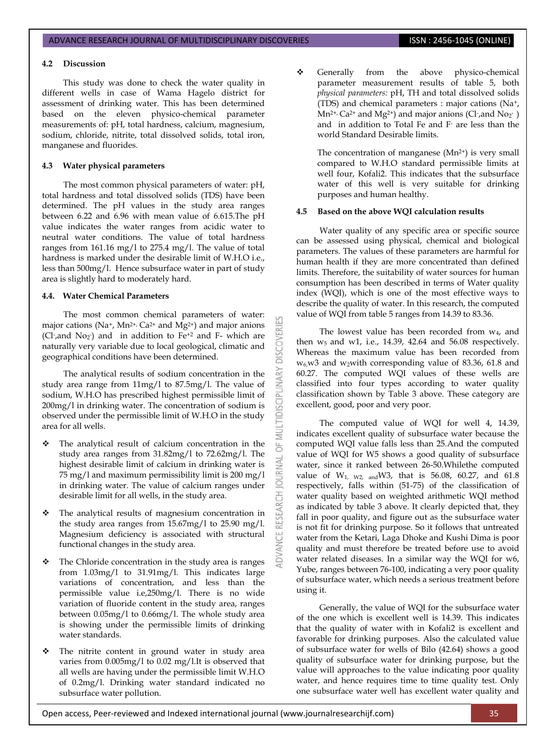### 4.2 Discussion

This study was done to check the water quality in different wells in case of Wama Hagelo district for assessment of drinking water. This has been determined based on the eleven physico-chemical parameter measurements of: pH, total hardness, calcium, magnesium, sodium, chloride, nitrite, total dissolved solids, total iron, manganese and fluorides.

### 4.3 Water physical parameters

The most common physical parameters of water: pH, total hardness and total dissolved solids (TDS) have been determined. The pH values in the study area ranges between 6.22 and 6.96 with mean value of 6.615.The pH value indicates the water ranges from acidic water to neutral water conditions. The value of total hardness ranges from 161.16 mg/l to 275.4 mg/l. The value of total hardness is marked under the desirable limit of W.H.O i.e., less than 500mg/l. Hence subsurface water in part of study area is slightly hard to moderately hard.

### 4.4. Water Chemical Parameters

The most common chemical parameters of water: major cations ($Na^{+}$, $Mn^{2+}$, $Ca^{2+}$ and $Mg^{2+}$) and major anions ($Cl^{-}$,and $No_2^{-}$) and in addition to $Fe^{+2}$ and F- which are naturally very variable due to local geological, climatic and geographical conditions have been determined.

The analytical results of sodium concentration in the study area range from 11mg/l to 87.5mg/l. The value of sodium, W.H.O has prescribed highest permissible limit of 200mg/l in drinking water. The concentration of sodium is observed under the permissible limit of W.H.O in the study area for all wells.

- The analytical result of calcium concentration in the study area ranges from 31.82mg/l to 72.62mg/l. The highest desirable limit of calcium in drinking water is 75 mg/l and maximum permissibility limit is 200 mg/l in drinking water. The value of calcium ranges under desirable limit for all wells, in the study area.
- The analytical results of magnesium concentration in the study area ranges from 15.67mg/l to 25.90 mg/l. Magnesium deficiency is associated with structural functional changes in the study area.
- The Chloride concentration in the study area is ranges from 1.03mg/l to 31.91mg/l. This indicates large variations of concentration, and less than the permissible value i.e,250mg/l. There is no wide variation of fluoride content in the study area, ranges between 0.05mg/l to 0.66mg/l. The whole study area is showing under the permissible limits of drinking water standards.
- The nitrite content in ground water in study area varies from 0.005mg/l to 0.02 mg/l.It is observed that all wells are having under the permissible limit W.H.O of 0.2mg/l. Drinking water standard indicated no subsurface water pollution.
- Generally from the above physico-chemical parameter measurement results of table 5, both *physical parameters:* pH, TH and total dissolved solids (TDS) and chemical parameters : major cations ($Na^{+}$, $Mn^{2+}$, $Ca^{2+}$ and $Mg^{2+}$) and major anions ($Cl^{-}$,and $No_2^{-}$) and in addition to Total Fe and $F^{-}$ are less than the world Standard Desirable limits.

  The concentration of manganese ($Mn^{2+}$) is very small compared to W.H.O standard permissible limits at well four, Kofali2. This indicates that the subsurface water of this well is very suitable for drinking purposes and human healthy.

### 4.5 Based on the above WQI calculation results

Water quality of any specific area or specific source can be assessed using physical, chemical and biological parameters. The values of these parameters are harmful for human health if they are more concentrated than defined limits. Therefore, the suitability of water sources for human consumption has been described in terms of Water quality index (WQI), which is one of the most effective ways to describe the quality of water. In this research, the computed value of WQI from table 5 ranges from 14.39 to 83.36.

The lowest value has been recorded from $w_4$, and then $w_5$ and w1, i.e., 14.39, 42.64 and 56.08 respectively. Whereas the maximum value has been recorded from $w_6$,w3 and w2with corresponding value of 83.36, 61.8 and 60.27. The computed WQI values of these wells are classified into four types according to water quality classification shown by Table 3 above. These category are excellent, good, poor and very poor.

The computed value of WQI for well 4, 14.39, indicates excellent quality of subsurface water because the computed WQI value falls less than 25.And the computed value of WQI for W5 shows a good quality of subsurface water, since it ranked between 26-50.Whilethe computed value of $W_{1,}$ $_{W2,}$ $_{and}$W3, that is 56.08, 60.27, and 61.8 respectively, falls within (51-75) of the classification of water quality based on weighted arithmetic WQI method as indicated by table 3 above. It clearly depicted that, they fall in poor quality, and figure out as the subsurface water is not fit for drinking purpose. So it follows that untreated water from the Ketari, Laga Dhoke and Kushi Dima is poor quality and must therefore be treated before use to avoid water related diseases. In a similar way the WQI for w6, Yube, ranges between 76-100, indicating a very poor quality of subsurface water, which needs a serious treatment before using it.

Generally, the value of WQI for the subsurface water of the one which is excellent well is 14.39. This indicates that the quality of water with in Kofali2 is excellent and favorable for drinking purposes. Also the calculated value of subsurface water for wells of Bilo (42.64) shows a good quality of subsurface water for drinking purpose, but the value will approaches to the value indicating poor quality water, and hence requires time to time quality test. Only one subsurface water well has excellent water quality and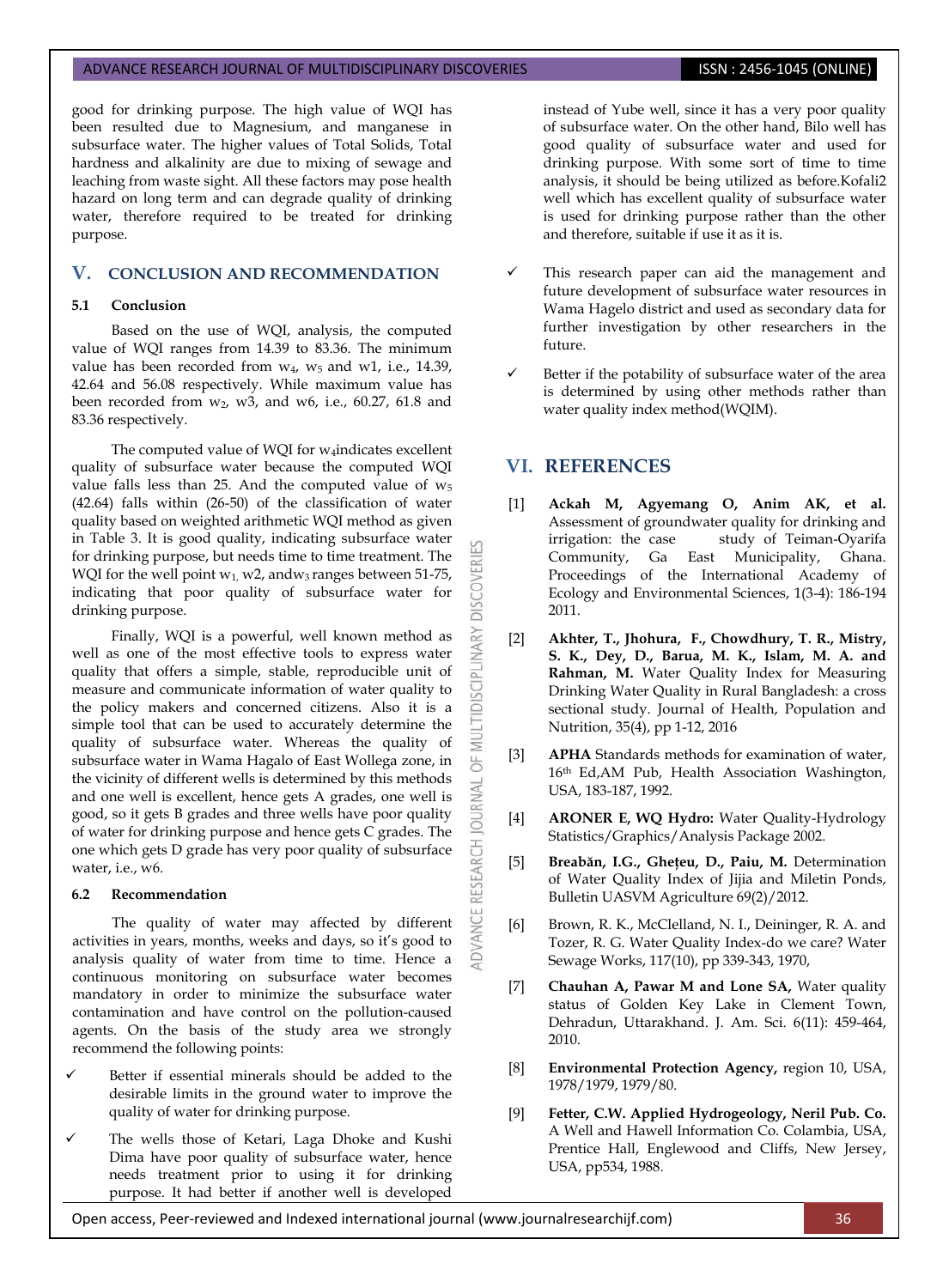good for drinking purpose. The high value of WQI has been resulted due to Magnesium, and manganese in subsurface water. The higher values of Total Solids, Total hardness and alkalinity are due to mixing of sewage and leaching from waste sight. All these factors may pose health hazard on long term and can degrade quality of drinking water, therefore required to be treated for drinking purpose.

## V. CONCLUSION AND RECOMMENDATION

### 5.1 Conclusion

Based on the use of WQI, analysis, the computed value of WQI ranges from 14.39 to 83.36. The minimum value has been recorded from $w_4$, $w_5$ and w1, i.e., 14.39, 42.64 and 56.08 respectively. While maximum value has been recorded from $w_2$, w3, and w6, i.e., 60.27, 61.8 and 83.36 respectively.

The computed value of WQI for $w_4$indicates excellent quality of subsurface water because the computed WQI value falls less than 25. And the computed value of $w_5$ (42.64) falls within (26-50) of the classification of water quality based on weighted arithmetic WQI method as given in Table 3. It is good quality, indicating subsurface water for drinking purpose, but needs time to time treatment. The WQI for the well point $w_1$, w2, and$w_3$ ranges between 51-75, indicating that poor quality of subsurface water for drinking purpose.

Finally, WQI is a powerful, well known method as well as one of the most effective tools to express water quality that offers a simple, stable, reproducible unit of measure and communicate information of water quality to the policy makers and concerned citizens. Also it is a simple tool that can be used to accurately determine the quality of subsurface water. Whereas the quality of subsurface water in Wama Hagalo of East Wollega zone, in the vicinity of different wells is determined by this methods and one well is excellent, hence gets A grades, one well is good, so it gets B grades and three wells have poor quality of water for drinking purpose and hence gets C grades. The one which gets D grade has very poor quality of subsurface water, i.e., w6.

### 6.2 Recommendation

The quality of water may affected by different activities in years, months, weeks and days, so it's good to analysis quality of water from time to time. Hence a continuous monitoring on subsurface water becomes mandatory in order to minimize the subsurface water contamination and have control on the pollution-caused agents. On the basis of the study area we strongly recommend the following points:

- ✓ Better if essential minerals should be added to the desirable limits in the ground water to improve the quality of water for drinking purpose.
- ✓ The wells those of Ketari, Laga Dhoke and Kushi Dima have poor quality of subsurface water, hence needs treatment prior to using it for drinking purpose. It had better if another well is developed instead of Yube well, since it has a very poor quality of subsurface water. On the other hand, Bilo well has good quality of subsurface water and used for drinking purpose. With some sort of time to time analysis, it should be being utilized as before.Kofali2 well which has excellent quality of subsurface water is used for drinking purpose rather than the other and therefore, suitable if use it as it is.
- ✓ This research paper can aid the management and future development of subsurface water resources in Wama Hagelo district and used as secondary data for further investigation by other researchers in the future.
- ✓ Better if the potability of subsurface water of the area is determined by using other methods rather than water quality index method(WQIM).

## VI. REFERENCES

[1] **Ackah M, Agyemang O, Anim AK, et al.** Assessment of groundwater quality for drinking and irrigation: the case study of Teiman-Oyarifa Community, Ga East Municipality, Ghana. Proceedings of the International Academy of Ecology and Environmental Sciences, 1(3-4): 186-194 2011.

[2] **Akhter, T., Jhohura, F., Chowdhury, T. R., Mistry, S. K., Dey, D., Barua, M. K., Islam, M. A. and Rahman, M.** Water Quality Index for Measuring Drinking Water Quality in Rural Bangladesh: a cross sectional study. Journal of Health, Population and Nutrition, 35(4), pp 1-12, 2016

[3] **APHA** Standards methods for examination of water, 16th Ed,AM Pub, Health Association Washington, USA, 183-187, 1992.

[4] **ARONER E, WQ Hydro:** Water Quality-Hydrology Statistics/Graphics/Analysis Package 2002.

[5] **Breabăn, I.G., Gheţeu, D., Paiu, M.** Determination of Water Quality Index of Jijia and Miletin Ponds, Bulletin UASVM Agriculture 69(2)/2012.

[6] Brown, R. K., McClelland, N. I., Deininger, R. A. and Tozer, R. G. Water Quality Index-do we care? Water Sewage Works, 117(10), pp 339-343, 1970,

[7] **Chauhan A, Pawar M and Lone SA,** Water quality status of Golden Key Lake in Clement Town, Dehradun, Uttarakhand. J. Am. Sci. 6(11): 459-464, 2010.

[8] **Environmental Protection Agency,** region 10, USA, 1978/1979, 1979/80.

[9] **Fetter, C.W. Applied Hydrogeology, Neril Pub. Co.** A Well and Hawell Information Co. Colambia, USA, Prentice Hall, Englewood and Cliffs, New Jersey, USA, pp534, 1988.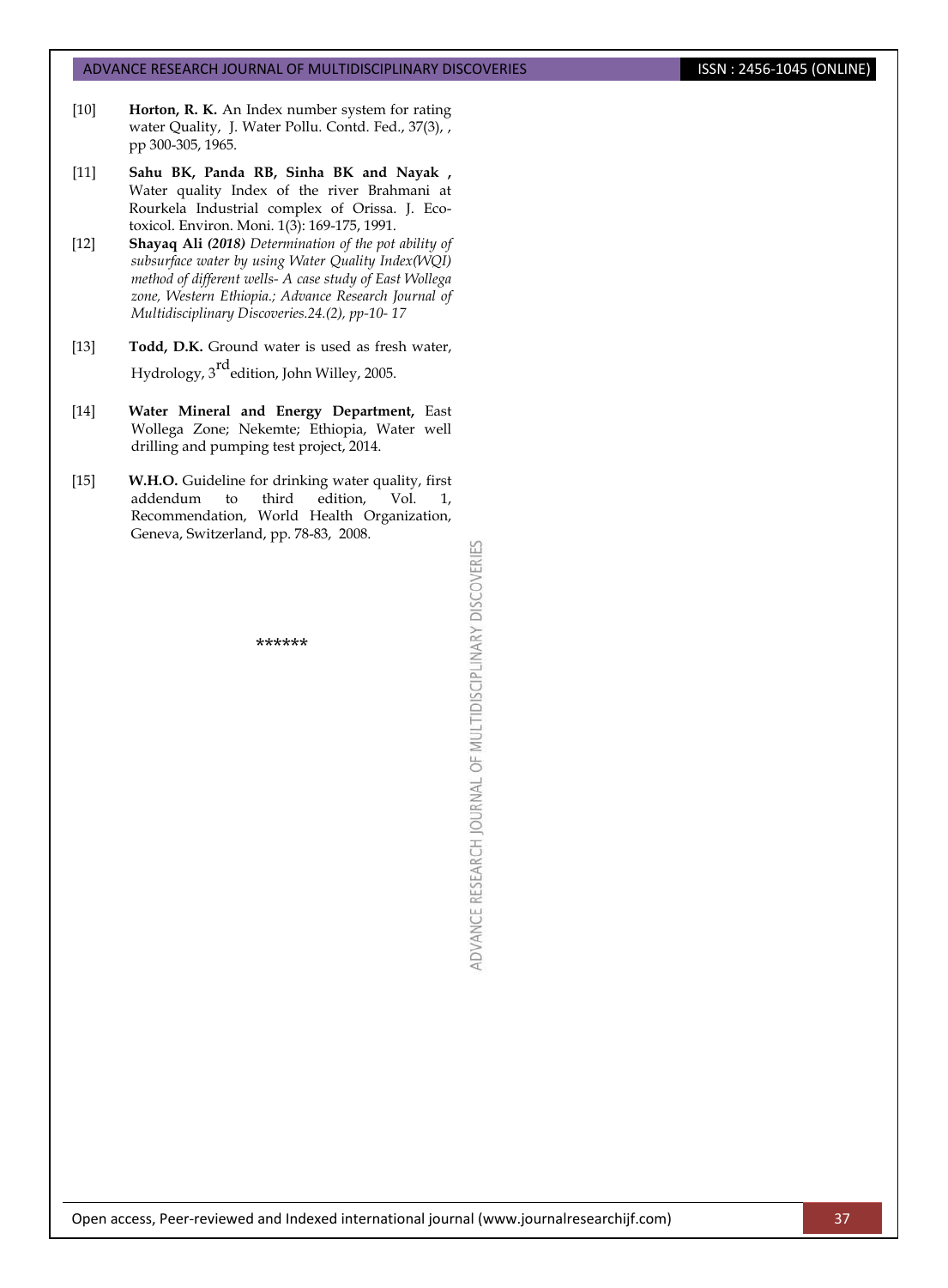[10] **Horton, R. K.** An Index number system for rating water Quality, J. Water Pollu. Contd. Fed., 37(3), , pp 300-305, 1965.

[11] **Sahu BK, Panda RB, Sinha BK and Nayak ,** Water quality Index of the river Brahmani at Rourkela Industrial complex of Orissa. J. Eco-toxicol. Environ. Moni. 1(3): 169-175, 1991.

[12] **Shayaq Ali** ***(2018)*** *Determination of the pot ability of subsurface water by using Water Quality Index(WQI) method of different wells- A case study of East Wollega zone, Western Ethiopia.; Advance Research Journal of Multidisciplinary Discoveries.24.(2), pp-10- 17*

[13] **Todd, D.K.** Ground water is used as fresh water, Hydrology, 3rd edition, John Willey, 2005.

[14] **Water Mineral and Energy Department,** East Wollega Zone; Nekemte; Ethiopia, Water well drilling and pumping test project, 2014.

[15] **W.H.O.** Guideline for drinking water quality, first addendum to third edition, Vol. 1, Recommendation, World Health Organization, Geneva, Switzerland, pp. 78-83, 2008.

******